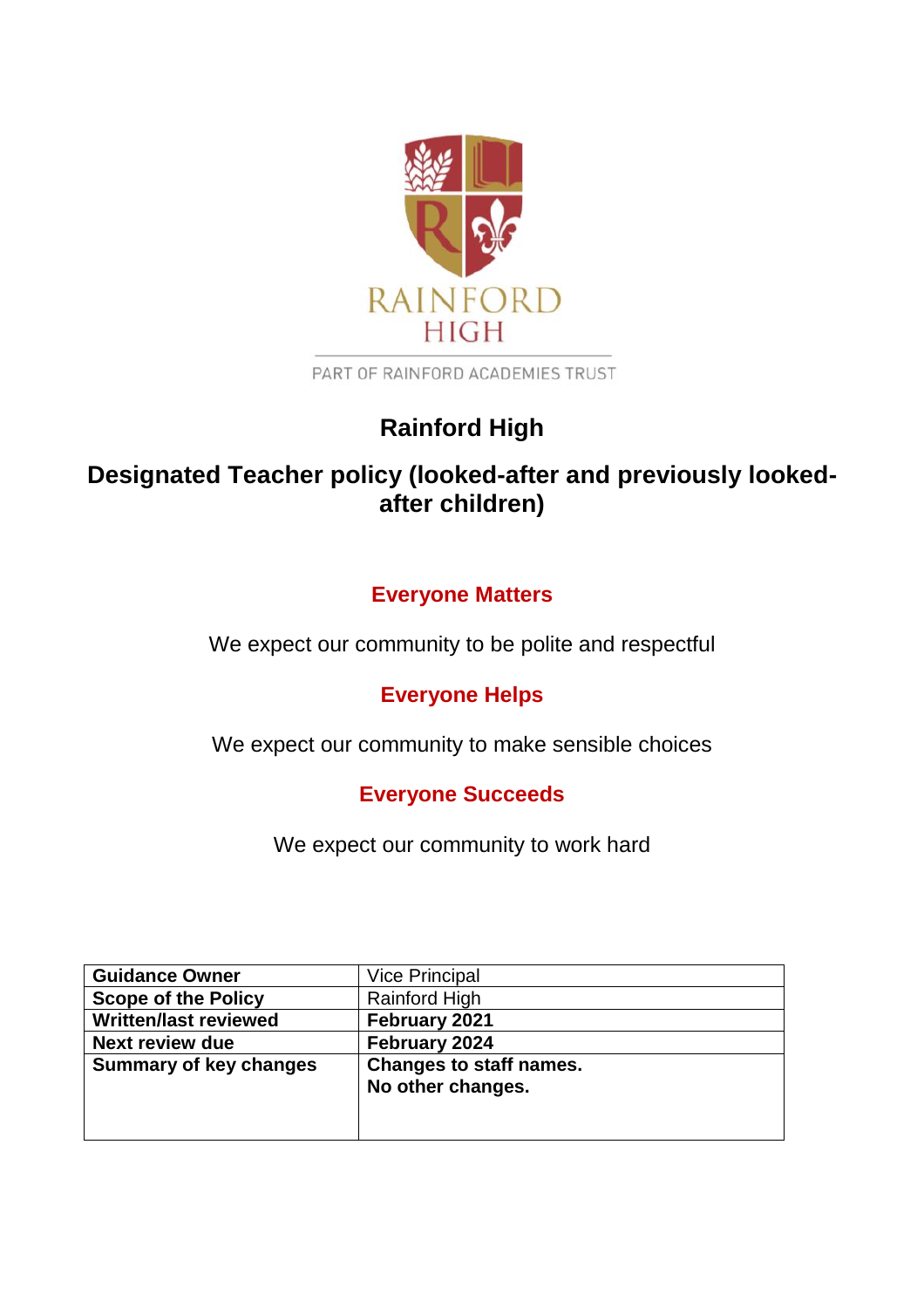RAINFORD HIGH

PART OF RAINFORD ACADEMIES TRUST

# Rainford High

## Designated Teacher policy (looked-after and previously looked-after children)

**Everyone Matters**

We expect our community to be polite and respectful

**Everyone Helps**

We expect our community to make sensible choices

**Everyone Succeeds**

We expect our community to work hard

| **Guidance Owner** | Vice Principal |
|---|---|
| **Scope of the Policy** | Rainford High |
| **Written/last reviewed** | **February 2021** |
| **Next review due** | **February 2024** |
| **Summary of key changes** | **Changes to staff names.**<br>**No other changes.** |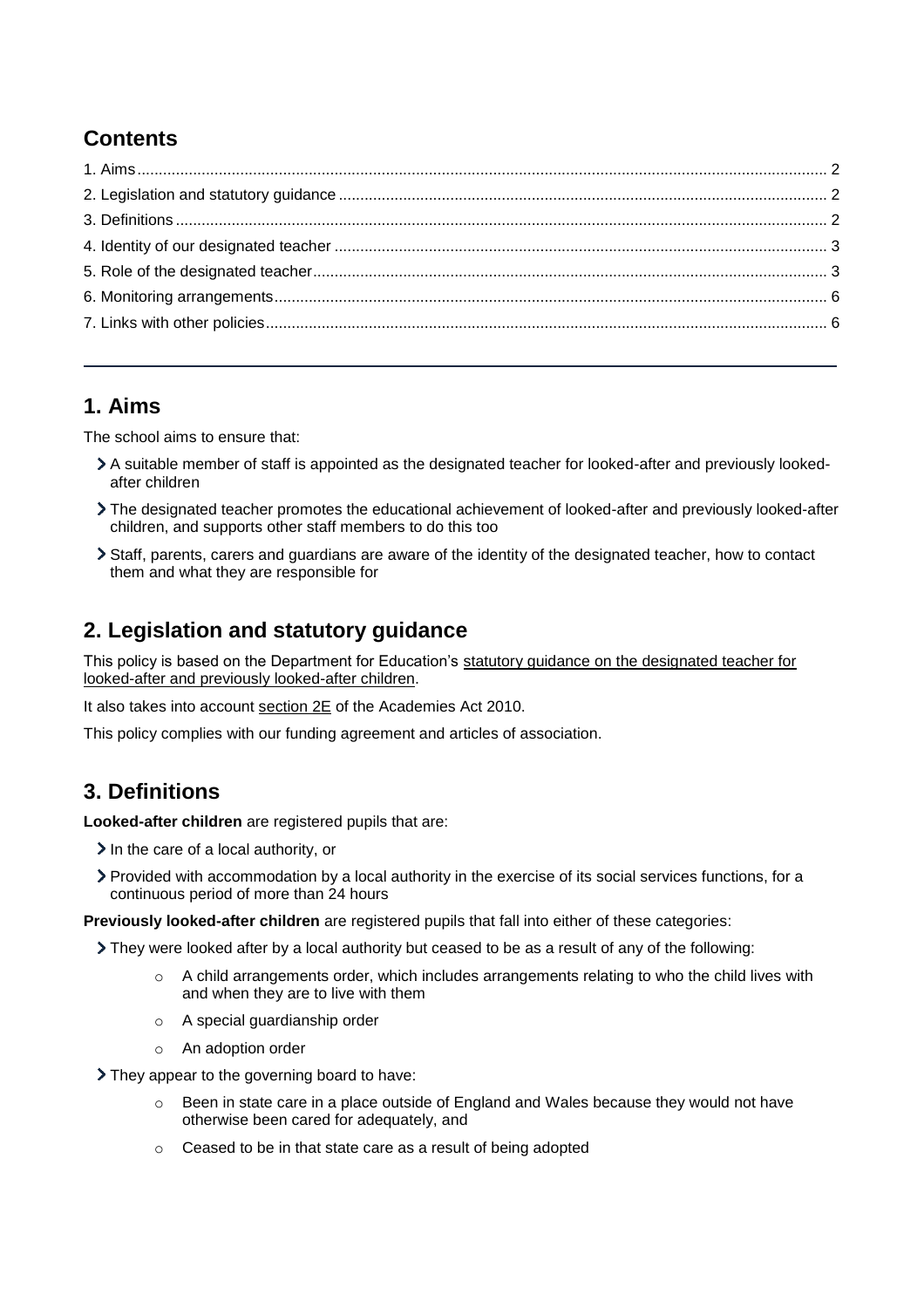## Contents

1. Aims ... 2
2. Legislation and statutory guidance ... 2
3. Definitions ... 2
4. Identity of our designated teacher ... 3
5. Role of the designated teacher ... 3
6. Monitoring arrangements ... 6
7. Links with other policies ... 6

---

## 1. Aims

The school aims to ensure that:

- A suitable member of staff is appointed as the designated teacher for looked-after and previously looked-after children
- The designated teacher promotes the educational achievement of looked-after and previously looked-after children, and supports other staff members to do this too
- Staff, parents, carers and guardians are aware of the identity of the designated teacher, how to contact them and what they are responsible for

## 2. Legislation and statutory guidance

This policy is based on the Department for Education's statutory guidance on the designated teacher for looked-after and previously looked-after children.

It also takes into account section 2E of the Academies Act 2010.

This policy complies with our funding agreement and articles of association.

## 3. Definitions

**Looked-after children** are registered pupils that are:

- In the care of a local authority, or
- Provided with accommodation by a local authority in the exercise of its social services functions, for a continuous period of more than 24 hours

**Previously looked-after children** are registered pupils that fall into either of these categories:

- They were looked after by a local authority but ceased to be as a result of any of the following:
  - A child arrangements order, which includes arrangements relating to who the child lives with and when they are to live with them
  - A special guardianship order
  - An adoption order
- They appear to the governing board to have:
  - Been in state care in a place outside of England and Wales because they would not have otherwise been cared for adequately, and
  - Ceased to be in that state care as a result of being adopted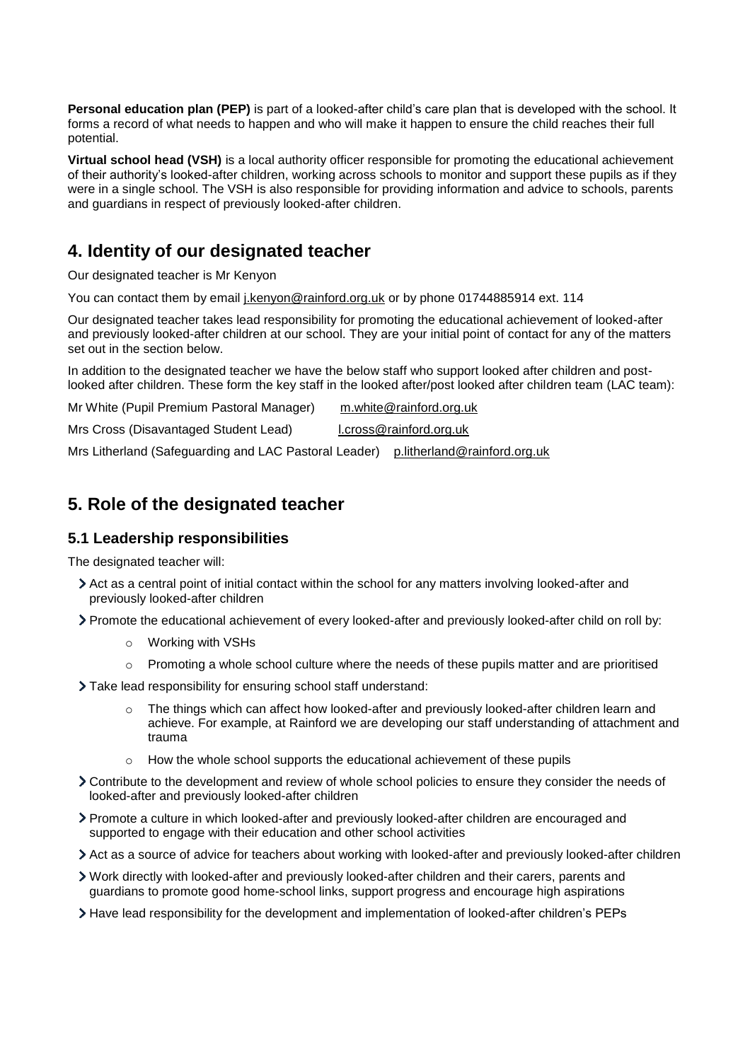**Personal education plan (PEP)** is part of a looked-after child's care plan that is developed with the school. It forms a record of what needs to happen and who will make it happen to ensure the child reaches their full potential.

**Virtual school head (VSH)** is a local authority officer responsible for promoting the educational achievement of their authority's looked-after children, working across schools to monitor and support these pupils as if they were in a single school. The VSH is also responsible for providing information and advice to schools, parents and guardians in respect of previously looked-after children.

## 4. Identity of our designated teacher

Our designated teacher is Mr Kenyon

You can contact them by email j.kenyon@rainford.org.uk or by phone 01744885914 ext. 114

Our designated teacher takes lead responsibility for promoting the educational achievement of looked-after and previously looked-after children at our school. They are your initial point of contact for any of the matters set out in the section below.

In addition to the designated teacher we have the below staff who support looked after children and post-looked after children. These form the key staff in the looked after/post looked after children team (LAC team):

Mr White (Pupil Premium Pastoral Manager) m.white@rainford.org.uk

Mrs Cross (Disavantaged Student Lead) l.cross@rainford.org.uk

Mrs Litherland (Safeguarding and LAC Pastoral Leader) p.litherland@rainford.org.uk

## 5. Role of the designated teacher

### 5.1 Leadership responsibilities

The designated teacher will:

- Act as a central point of initial contact within the school for any matters involving looked-after and previously looked-after children
- Promote the educational achievement of every looked-after and previously looked-after child on roll by:
    - Working with VSHs
    - Promoting a whole school culture where the needs of these pupils matter and are prioritised
- Take lead responsibility for ensuring school staff understand:
    - The things which can affect how looked-after and previously looked-after children learn and achieve. For example, at Rainford we are developing our staff understanding of attachment and trauma
    - How the whole school supports the educational achievement of these pupils
- Contribute to the development and review of whole school policies to ensure they consider the needs of looked-after and previously looked-after children
- Promote a culture in which looked-after and previously looked-after children are encouraged and supported to engage with their education and other school activities
- Act as a source of advice for teachers about working with looked-after and previously looked-after children
- Work directly with looked-after and previously looked-after children and their carers, parents and guardians to promote good home-school links, support progress and encourage high aspirations
- Have lead responsibility for the development and implementation of looked-after children's PEPs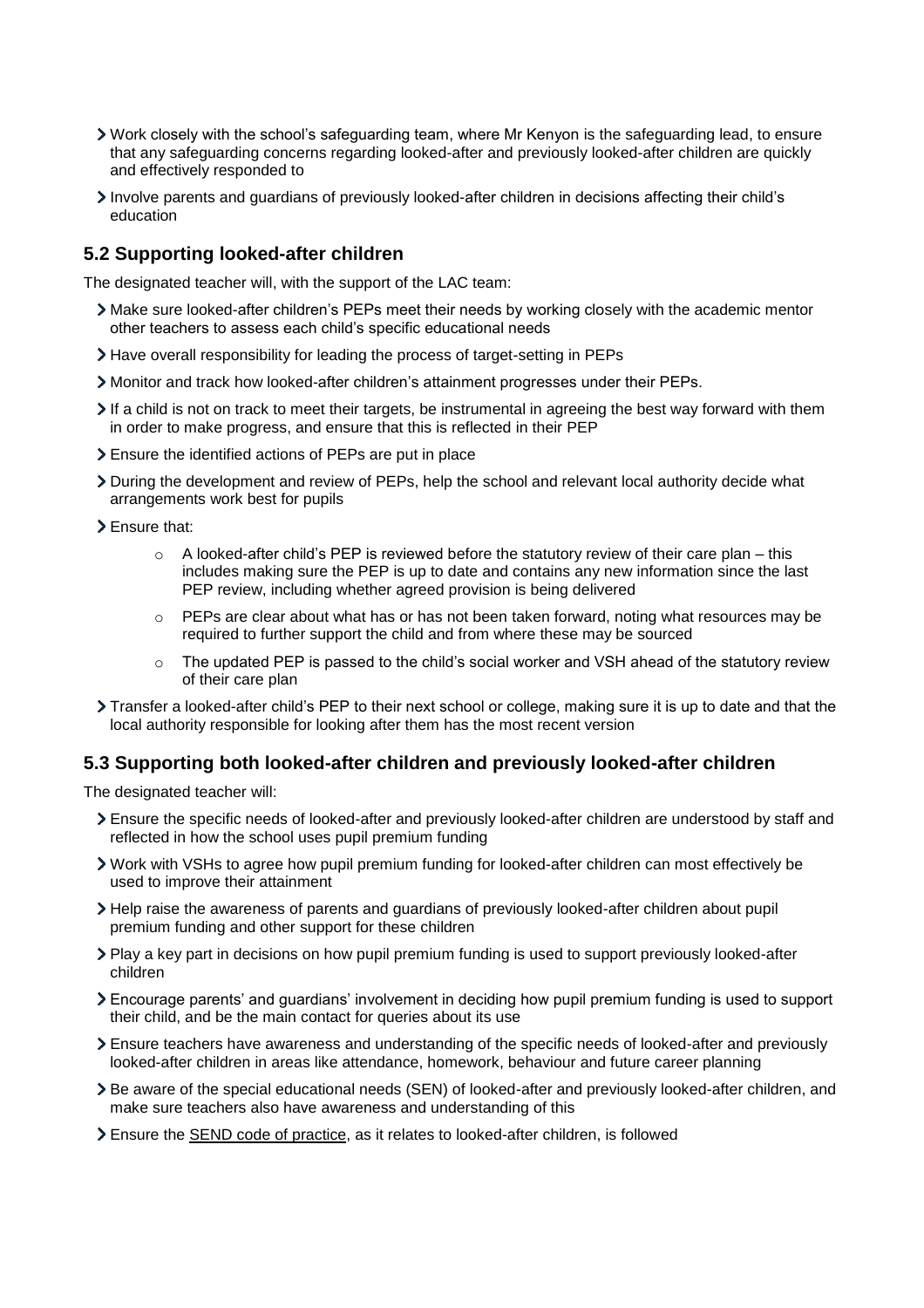- Work closely with the school's safeguarding team, where Mr Kenyon is the safeguarding lead, to ensure that any safeguarding concerns regarding looked-after and previously looked-after children are quickly and effectively responded to
- Involve parents and guardians of previously looked-after children in decisions affecting their child's education

## 5.2 Supporting looked-after children

The designated teacher will, with the support of the LAC team:

- Make sure looked-after children's PEPs meet their needs by working closely with the academic mentor other teachers to assess each child's specific educational needs
- Have overall responsibility for leading the process of target-setting in PEPs
- Monitor and track how looked-after children's attainment progresses under their PEPs.
- If a child is not on track to meet their targets, be instrumental in agreeing the best way forward with them in order to make progress, and ensure that this is reflected in their PEP
- Ensure the identified actions of PEPs are put in place
- During the development and review of PEPs, help the school and relevant local authority decide what arrangements work best for pupils
- Ensure that:
    - A looked-after child's PEP is reviewed before the statutory review of their care plan – this includes making sure the PEP is up to date and contains any new information since the last PEP review, including whether agreed provision is being delivered
    - PEPs are clear about what has or has not been taken forward, noting what resources may be required to further support the child and from where these may be sourced
    - The updated PEP is passed to the child's social worker and VSH ahead of the statutory review of their care plan
- Transfer a looked-after child's PEP to their next school or college, making sure it is up to date and that the local authority responsible for looking after them has the most recent version

## 5.3 Supporting both looked-after children and previously looked-after children

The designated teacher will:

- Ensure the specific needs of looked-after and previously looked-after children are understood by staff and reflected in how the school uses pupil premium funding
- Work with VSHs to agree how pupil premium funding for looked-after children can most effectively be used to improve their attainment
- Help raise the awareness of parents and guardians of previously looked-after children about pupil premium funding and other support for these children
- Play a key part in decisions on how pupil premium funding is used to support previously looked-after children
- Encourage parents' and guardians' involvement in deciding how pupil premium funding is used to support their child, and be the main contact for queries about its use
- Ensure teachers have awareness and understanding of the specific needs of looked-after and previously looked-after children in areas like attendance, homework, behaviour and future career planning
- Be aware of the special educational needs (SEN) of looked-after and previously looked-after children, and make sure teachers also have awareness and understanding of this
- Ensure the SEND code of practice, as it relates to looked-after children, is followed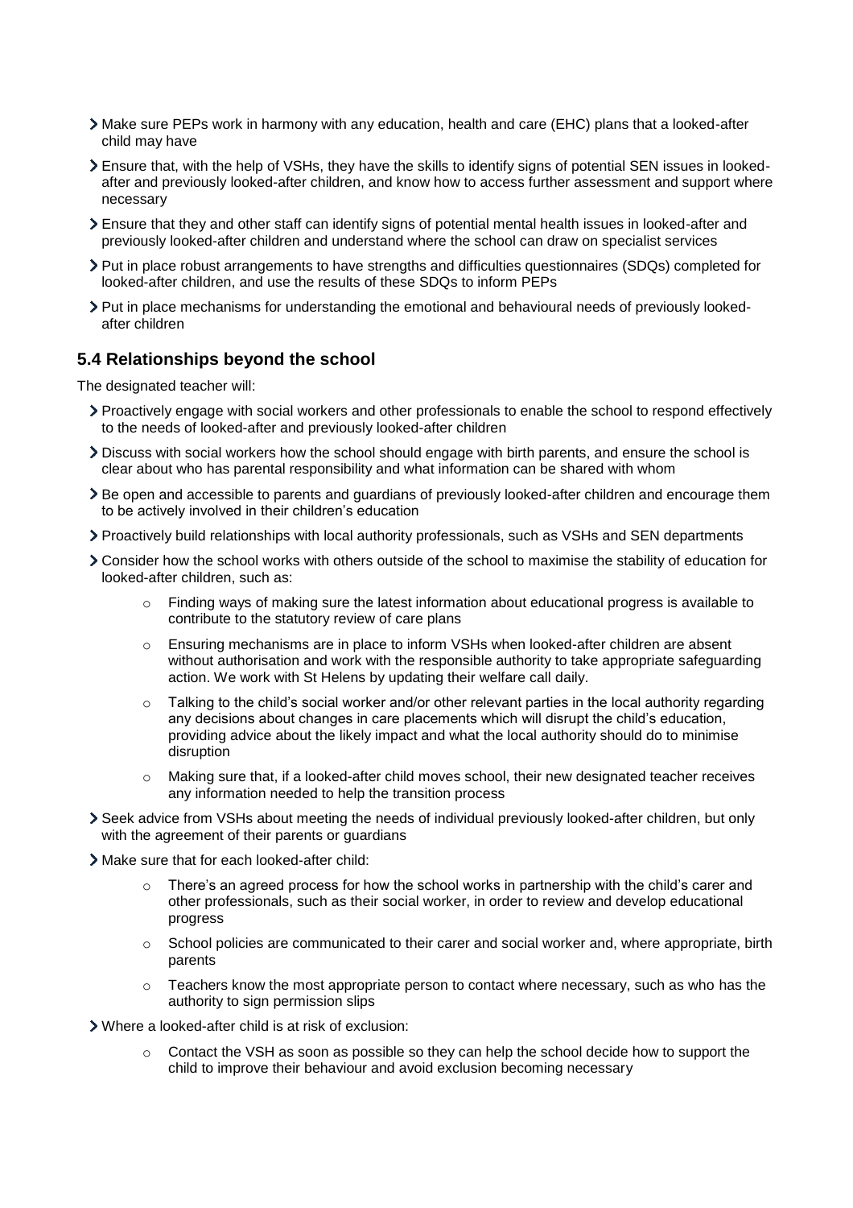- Make sure PEPs work in harmony with any education, health and care (EHC) plans that a looked-after child may have
- Ensure that, with the help of VSHs, they have the skills to identify signs of potential SEN issues in looked-after and previously looked-after children, and know how to access further assessment and support where necessary
- Ensure that they and other staff can identify signs of potential mental health issues in looked-after and previously looked-after children and understand where the school can draw on specialist services
- Put in place robust arrangements to have strengths and difficulties questionnaires (SDQs) completed for looked-after children, and use the results of these SDQs to inform PEPs
- Put in place mechanisms for understanding the emotional and behavioural needs of previously looked-after children

## 5.4 Relationships beyond the school

The designated teacher will:

- Proactively engage with social workers and other professionals to enable the school to respond effectively to the needs of looked-after and previously looked-after children
- Discuss with social workers how the school should engage with birth parents, and ensure the school is clear about who has parental responsibility and what information can be shared with whom
- Be open and accessible to parents and guardians of previously looked-after children and encourage them to be actively involved in their children's education
- Proactively build relationships with local authority professionals, such as VSHs and SEN departments
- Consider how the school works with others outside of the school to maximise the stability of education for looked-after children, such as:
    - Finding ways of making sure the latest information about educational progress is available to contribute to the statutory review of care plans
    - Ensuring mechanisms are in place to inform VSHs when looked-after children are absent without authorisation and work with the responsible authority to take appropriate safeguarding action. We work with St Helens by updating their welfare call daily.
    - Talking to the child's social worker and/or other relevant parties in the local authority regarding any decisions about changes in care placements which will disrupt the child's education, providing advice about the likely impact and what the local authority should do to minimise disruption
    - Making sure that, if a looked-after child moves school, their new designated teacher receives any information needed to help the transition process
- Seek advice from VSHs about meeting the needs of individual previously looked-after children, but only with the agreement of their parents or guardians
- Make sure that for each looked-after child:
    - There's an agreed process for how the school works in partnership with the child's carer and other professionals, such as their social worker, in order to review and develop educational progress
    - School policies are communicated to their carer and social worker and, where appropriate, birth parents
    - Teachers know the most appropriate person to contact where necessary, such as who has the authority to sign permission slips
- Where a looked-after child is at risk of exclusion:
    - Contact the VSH as soon as possible so they can help the school decide how to support the child to improve their behaviour and avoid exclusion becoming necessary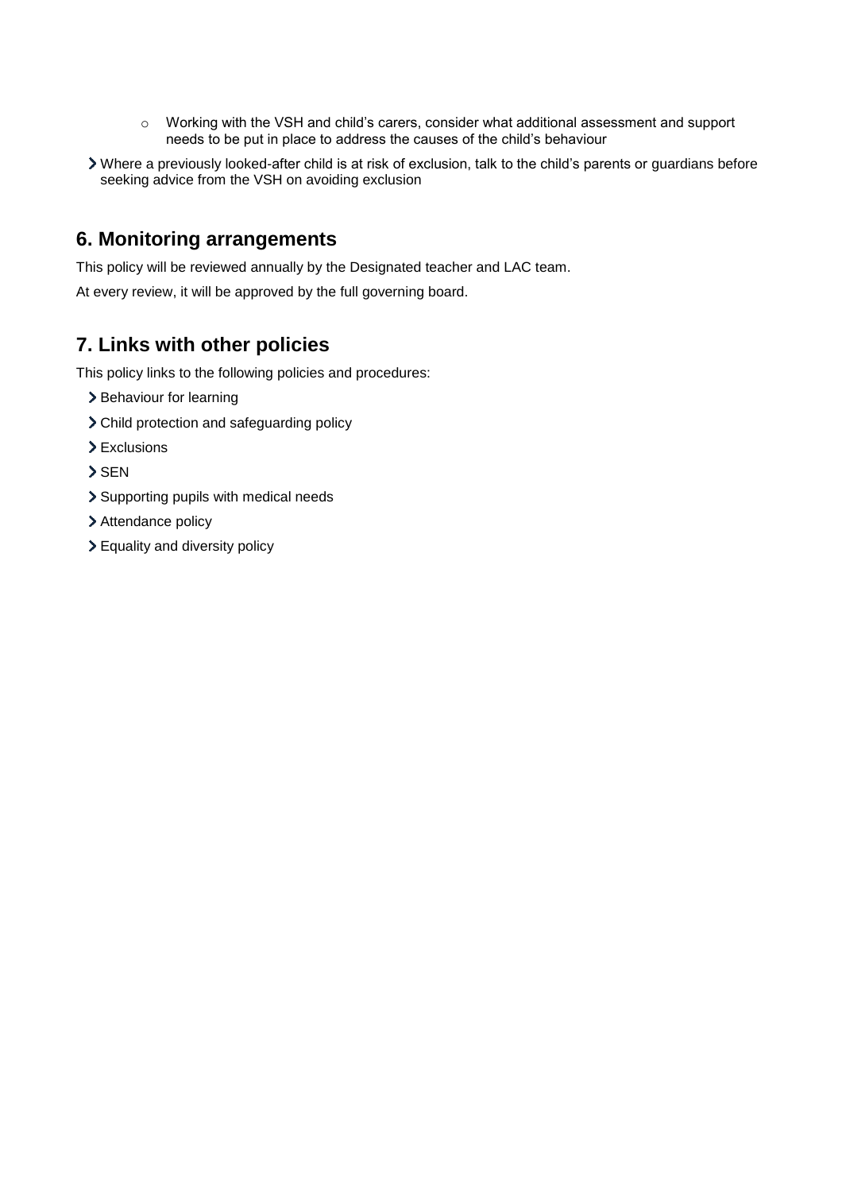- Working with the VSH and child's carers, consider what additional assessment and support needs to be put in place to address the causes of the child's behaviour
- Where a previously looked-after child is at risk of exclusion, talk to the child's parents or guardians before seeking advice from the VSH on avoiding exclusion

## 6. Monitoring arrangements

This policy will be reviewed annually by the Designated teacher and LAC team.

At every review, it will be approved by the full governing board.

## 7. Links with other policies

This policy links to the following policies and procedures:

- Behaviour for learning
- Child protection and safeguarding policy
- Exclusions
- SEN
- Supporting pupils with medical needs
- Attendance policy
- Equality and diversity policy